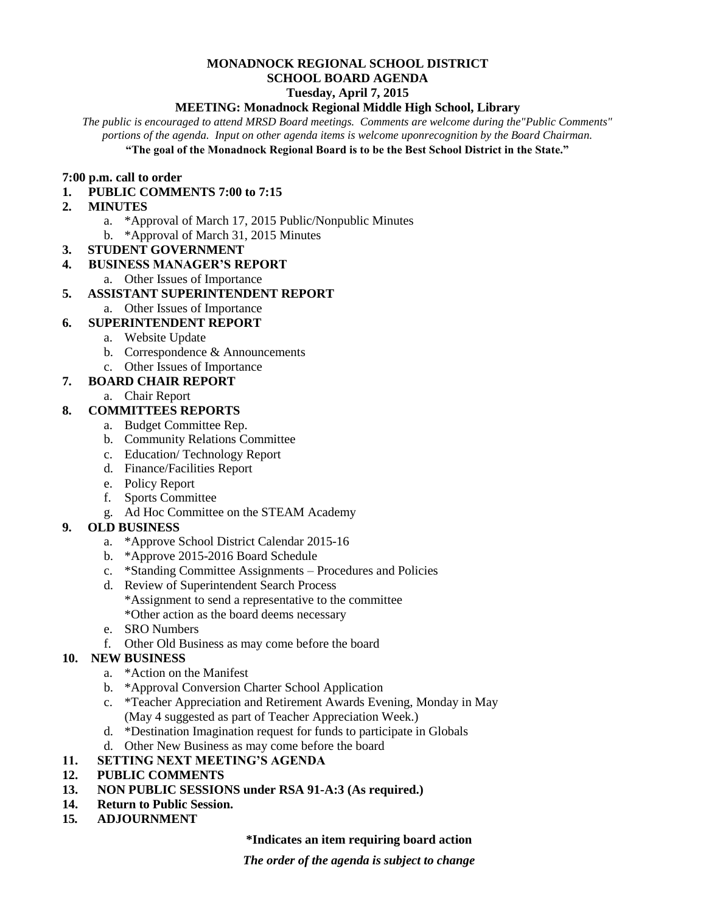**MONADNOCK REGIONAL SCHOOL DISTRICT**
**SCHOOL BOARD AGENDA**
**Tuesday, April 7, 2015**
**MEETING: Monadnock Regional Middle High School, Library**

*The public is encouraged to attend MRSD Board meetings. Comments are welcome during the"Public Comments" portions of the agenda. Input on other agenda items is welcome uponrecognition by the Board Chairman.*

**"The goal of the Monadnock Regional Board is to be the Best School District in the State."**

**7:00 p.m. call to order**

1. **PUBLIC COMMENTS 7:00 to 7:15**
2. **MINUTES**
   a. *Approval of March 17, 2015 Public/Nonpublic Minutes
   b. *Approval of March 31, 2015 Minutes
3. **STUDENT GOVERNMENT**
4. **BUSINESS MANAGER'S REPORT**
   a. Other Issues of Importance
5. **ASSISTANT SUPERINTENDENT REPORT**
   a. Other Issues of Importance
6. **SUPERINTENDENT REPORT**
   a. Website Update
   b. Correspondence & Announcements
   c. Other Issues of Importance
7. **BOARD CHAIR REPORT**
   a. Chair Report
8. **COMMITTEES REPORTS**
   a. Budget Committee Rep.
   b. Community Relations Committee
   c. Education/ Technology Report
   d. Finance/Facilities Report
   e. Policy Report
   f. Sports Committee
   g. Ad Hoc Committee on the STEAM Academy
9. **OLD BUSINESS**
   a. *Approve School District Calendar 2015-16
   b. *Approve 2015-2016 Board Schedule
   c. *Standing Committee Assignments – Procedures and Policies
   d. Review of Superintendent Search Process
      *Assignment to send a representative to the committee
      *Other action as the board deems necessary
   e. SRO Numbers
   f. Other Old Business as may come before the board
10. **NEW BUSINESS**
    a. *Action on the Manifest
    b. *Approval Conversion Charter School Application
    c. *Teacher Appreciation and Retirement Awards Evening, Monday in May (May 4 suggested as part of Teacher Appreciation Week.)
    d. *Destination Imagination request for funds to participate in Globals
    d. Other New Business as may come before the board
11. **SETTING NEXT MEETING'S AGENDA**
12. **PUBLIC COMMENTS**
13. **NON PUBLIC SESSIONS under RSA 91-A:3 (As required.)**
14. **Return to Public Session.**
15. **ADJOURNMENT**

**\*Indicates an item requiring board action**

***The order of the agenda is subject to change***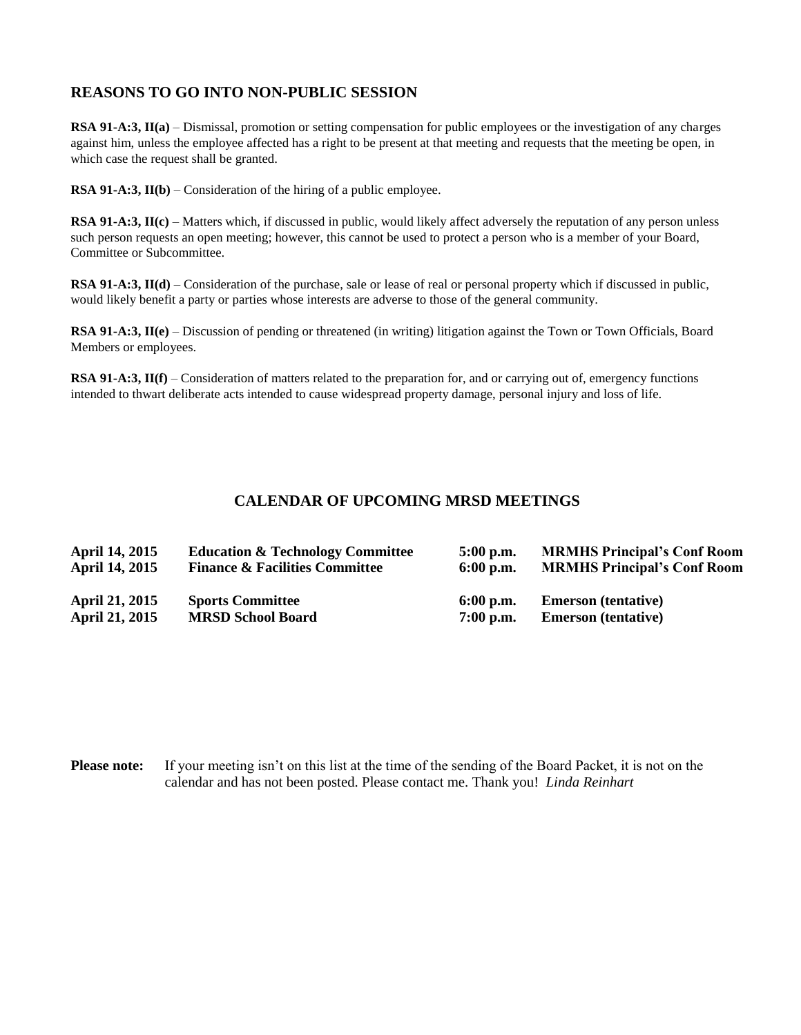## REASONS TO GO INTO NON-PUBLIC SESSION

**RSA 91-A:3, II(a)** – Dismissal, promotion or setting compensation for public employees or the investigation of any charges against him, unless the employee affected has a right to be present at that meeting and requests that the meeting be open, in which case the request shall be granted.

**RSA 91-A:3, II(b)** – Consideration of the hiring of a public employee.

**RSA 91-A:3, II(c)** – Matters which, if discussed in public, would likely affect adversely the reputation of any person unless such person requests an open meeting; however, this cannot be used to protect a person who is a member of your Board, Committee or Subcommittee.

**RSA 91-A:3, II(d)** – Consideration of the purchase, sale or lease of real or personal property which if discussed in public, would likely benefit a party or parties whose interests are adverse to those of the general community.

**RSA 91-A:3, II(e)** – Discussion of pending or threatened (in writing) litigation against the Town or Town Officials, Board Members or employees.

**RSA 91-A:3, II(f)** – Consideration of matters related to the preparation for, and or carrying out of, emergency functions intended to thwart deliberate acts intended to cause widespread property damage, personal injury and loss of life.

## CALENDAR OF UPCOMING MRSD MEETINGS

| | | | |
|---|---|---|---|
| **April 14, 2015** | **Education & Technology Committee** | **5:00 p.m.** | **MRMHS Principal's Conf Room** |
| **April 14, 2015** | **Finance & Facilities Committee** | **6:00 p.m.** | **MRMHS Principal's Conf Room** |
| **April 21, 2015** | **Sports Committee** | **6:00 p.m.** | **Emerson (tentative)** |
| **April 21, 2015** | **MRSD School Board** | **7:00 p.m.** | **Emerson (tentative)** |

**Please note:** If your meeting isn't on this list at the time of the sending of the Board Packet, it is not on the calendar and has not been posted. Please contact me. Thank you! *Linda Reinhart*